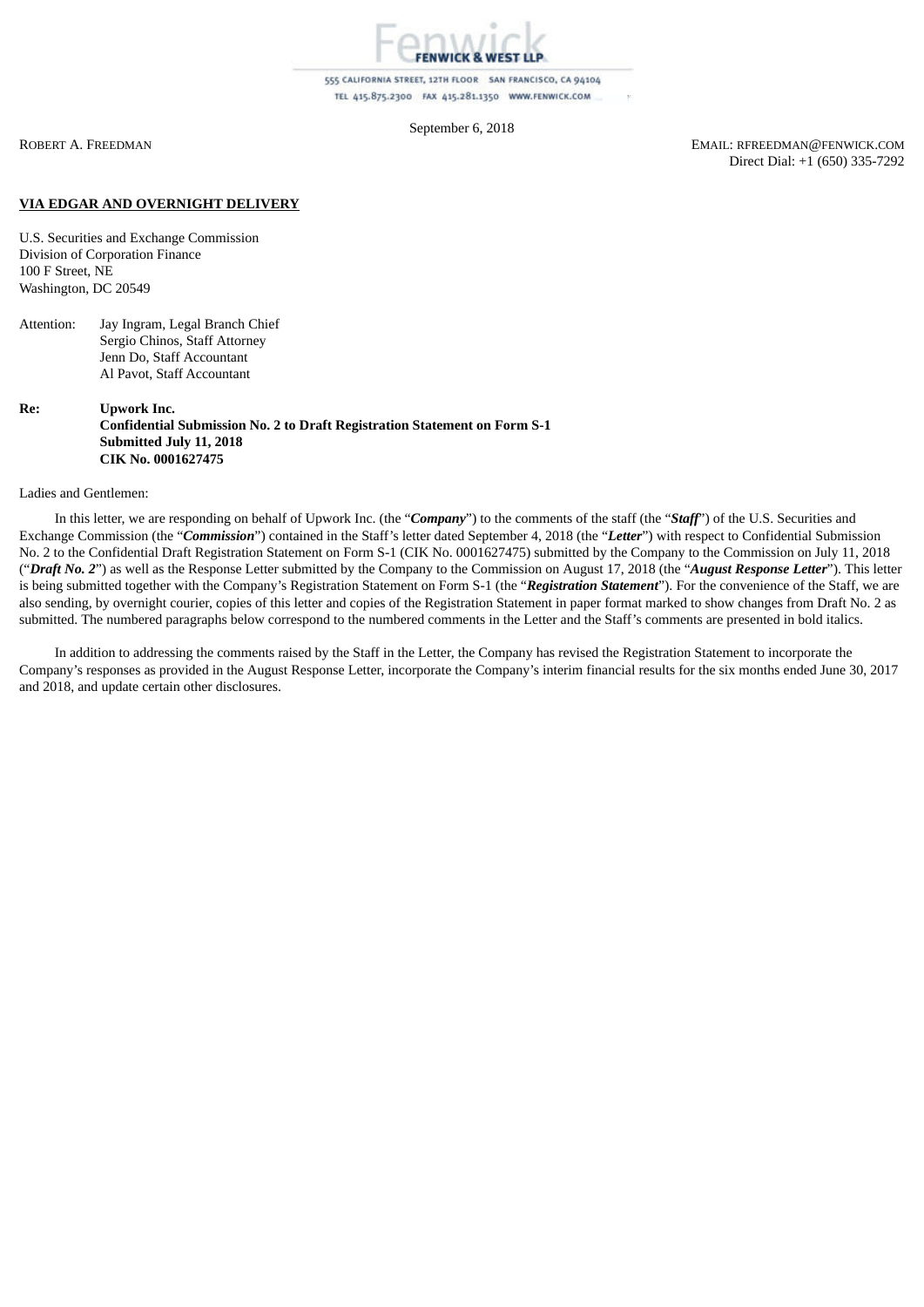Fenwick

**FENWICK & WEST LLP**

555 CALIFORNIA STREET, 12TH FLOOR SAN FRANCISCO, CA 94104

TEL 415.875.2300 FAX 415.281.1350 WWW.FENWICK.COM

September 6, 2018

ROBERT A. FREEDMAN

EMAIL: RFREEDMAN@FENWICK.COM
Direct Dial: +1 (650) 335-7292

**VIA EDGAR AND OVERNIGHT DELIVERY**

U.S. Securities and Exchange Commission
Division of Corporation Finance
100 F Street, NE
Washington, DC 20549

Attention: Jay Ingram, Legal Branch Chief
Sergio Chinos, Staff Attorney
Jenn Do, Staff Accountant
Al Pavot, Staff Accountant

**Re: Upwork Inc.**
**Confidential Submission No. 2 to Draft Registration Statement on Form S-1**
**Submitted July 11, 2018**
**CIK No. 0001627475**

Ladies and Gentlemen:

In this letter, we are responding on behalf of Upwork Inc. (the "***Company***") to the comments of the staff (the "***Staff***") of the U.S. Securities and Exchange Commission (the "***Commission***") contained in the Staff's letter dated September 4, 2018 (the "***Letter***") with respect to Confidential Submission No. 2 to the Confidential Draft Registration Statement on Form S-1 (CIK No. 0001627475) submitted by the Company to the Commission on July 11, 2018 ("***Draft No. 2***") as well as the Response Letter submitted by the Company to the Commission on August 17, 2018 (the "***August Response Letter***"). This letter is being submitted together with the Company's Registration Statement on Form S-1 (the "***Registration Statement***"). For the convenience of the Staff, we are also sending, by overnight courier, copies of this letter and copies of the Registration Statement in paper format marked to show changes from Draft No. 2 as submitted. The numbered paragraphs below correspond to the numbered comments in the Letter and the Staff's comments are presented in bold italics.

In addition to addressing the comments raised by the Staff in the Letter, the Company has revised the Registration Statement to incorporate the Company's responses as provided in the August Response Letter, incorporate the Company's interim financial results for the six months ended June 30, 2017 and 2018, and update certain other disclosures.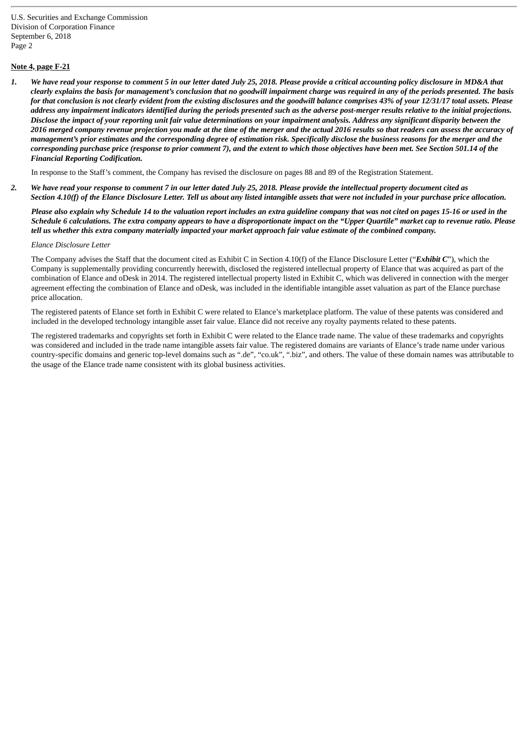U.S. Securities and Exchange Commission
Division of Corporation Finance
September 6, 2018

**Note 4, page F-21**

1. ***We have read your response to comment 5 in our letter dated July 25, 2018. Please provide a critical accounting policy disclosure in MD&A that clearly explains the basis for management's conclusion that no goodwill impairment charge was required in any of the periods presented. The basis for that conclusion is not clearly evident from the existing disclosures and the goodwill balance comprises 43% of your 12/31/17 total assets. Please address any impairment indicators identified during the periods presented such as the adverse post-merger results relative to the initial projections. Disclose the impact of your reporting unit fair value determinations on your impairment analysis. Address any significant disparity between the 2016 merged company revenue projection you made at the time of the merger and the actual 2016 results so that readers can assess the accuracy of management's prior estimates and the corresponding degree of estimation risk. Specifically disclose the business reasons for the merger and the corresponding purchase price (response to prior comment 7), and the extent to which those objectives have been met. See Section 501.14 of the Financial Reporting Codification.***

   In response to the Staff's comment, the Company has revised the disclosure on pages 88 and 89 of the Registration Statement.

2. ***We have read your response to comment 7 in our letter dated July 25, 2018. Please provide the intellectual property document cited as Section 4.10(f) of the Elance Disclosure Letter. Tell us about any listed intangible assets that were not included in your purchase price allocation.***

   ***Please also explain why Schedule 14 to the valuation report includes an extra guideline company that was not cited on pages 15-16 or used in the Schedule 6 calculations. The extra company appears to have a disproportionate impact on the "Upper Quartile" market cap to revenue ratio. Please tell us whether this extra company materially impacted your market approach fair value estimate of the combined company.***

   *Elance Disclosure Letter*

   The Company advises the Staff that the document cited as Exhibit C in Section 4.10(f) of the Elance Disclosure Letter ("***Exhibit C***"), which the Company is supplementally providing concurrently herewith, disclosed the registered intellectual property of Elance that was acquired as part of the combination of Elance and oDesk in 2014. The registered intellectual property listed in Exhibit C, which was delivered in connection with the merger agreement effecting the combination of Elance and oDesk, was included in the identifiable intangible asset valuation as part of the Elance purchase price allocation.

   The registered patents of Elance set forth in Exhibit C were related to Elance's marketplace platform. The value of these patents was considered and included in the developed technology intangible asset fair value. Elance did not receive any royalty payments related to these patents.

   The registered trademarks and copyrights set forth in Exhibit C were related to the Elance trade name. The value of these trademarks and copyrights was considered and included in the trade name intangible assets fair value. The registered domains are variants of Elance's trade name under various country-specific domains and generic top-level domains such as ".de", "co.uk", ".biz", and others. The value of these domain names was attributable to the usage of the Elance trade name consistent with its global business activities.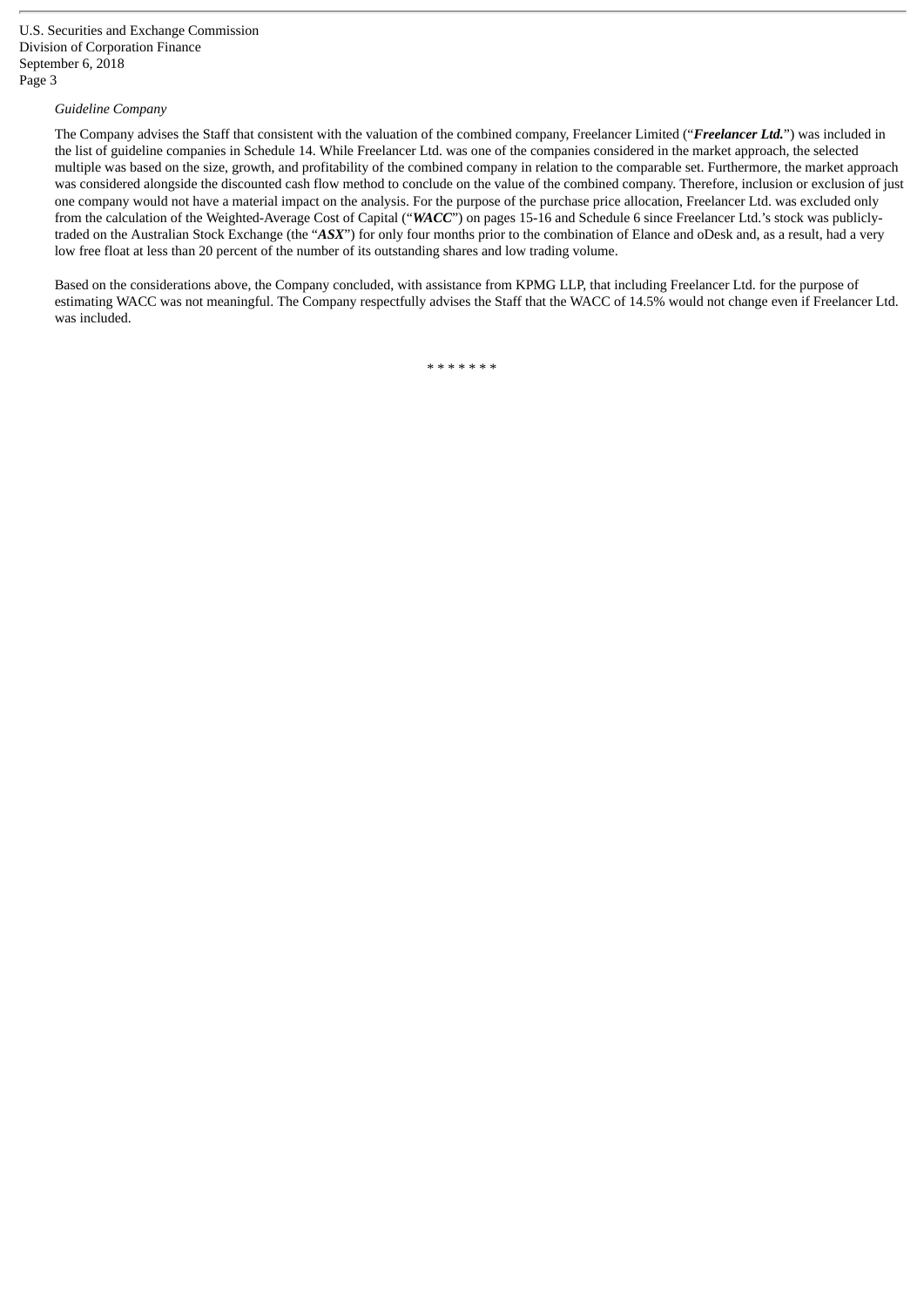*Guideline Company*

The Company advises the Staff that consistent with the valuation of the combined company, Freelancer Limited ("***Freelancer Ltd.***") was included in the list of guideline companies in Schedule 14. While Freelancer Ltd. was one of the companies considered in the market approach, the selected multiple was based on the size, growth, and profitability of the combined company in relation to the comparable set. Furthermore, the market approach was considered alongside the discounted cash flow method to conclude on the value of the combined company. Therefore, inclusion or exclusion of just one company would not have a material impact on the analysis. For the purpose of the purchase price allocation, Freelancer Ltd. was excluded only from the calculation of the Weighted-Average Cost of Capital ("***WACC***") on pages 15-16 and Schedule 6 since Freelancer Ltd.'s stock was publicly-traded on the Australian Stock Exchange (the "***ASX***") for only four months prior to the combination of Elance and oDesk and, as a result, had a very low free float at less than 20 percent of the number of its outstanding shares and low trading volume.

Based on the considerations above, the Company concluded, with assistance from KPMG LLP, that including Freelancer Ltd. for the purpose of estimating WACC was not meaningful. The Company respectfully advises the Staff that the WACC of 14.5% would not change even if Freelancer Ltd. was included.

* * * * * * *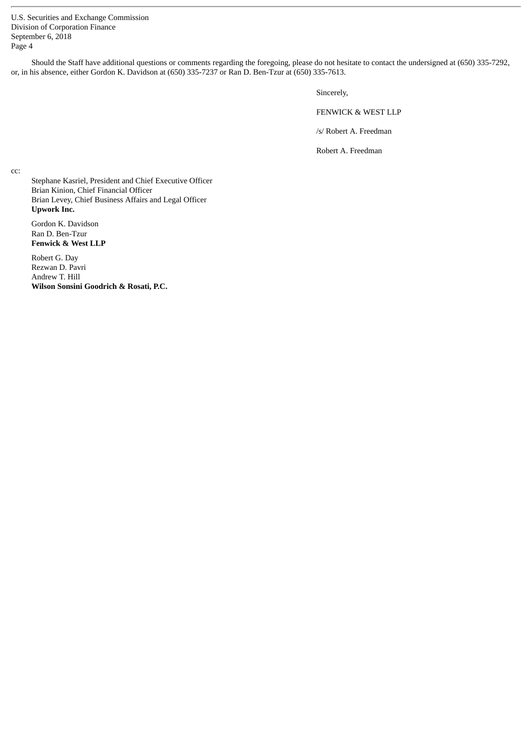Should the Staff have additional questions or comments regarding the foregoing, please do not hesitate to contact the undersigned at (650) 335-7292, or, in his absence, either Gordon K. Davidson at (650) 335-7237 or Ran D. Ben-Tzur at (650) 335-7613.

Sincerely,

FENWICK & WEST LLP

/s/ Robert A. Freedman

Robert A. Freedman

cc:

Stephane Kasriel, President and Chief Executive Officer
Brian Kinion, Chief Financial Officer
Brian Levey, Chief Business Affairs and Legal Officer
**Upwork Inc.**

Gordon K. Davidson
Ran D. Ben-Tzur
**Fenwick & West LLP**

Robert G. Day
Rezwan D. Pavri
Andrew T. Hill
**Wilson Sonsini Goodrich & Rosati, P.C.**